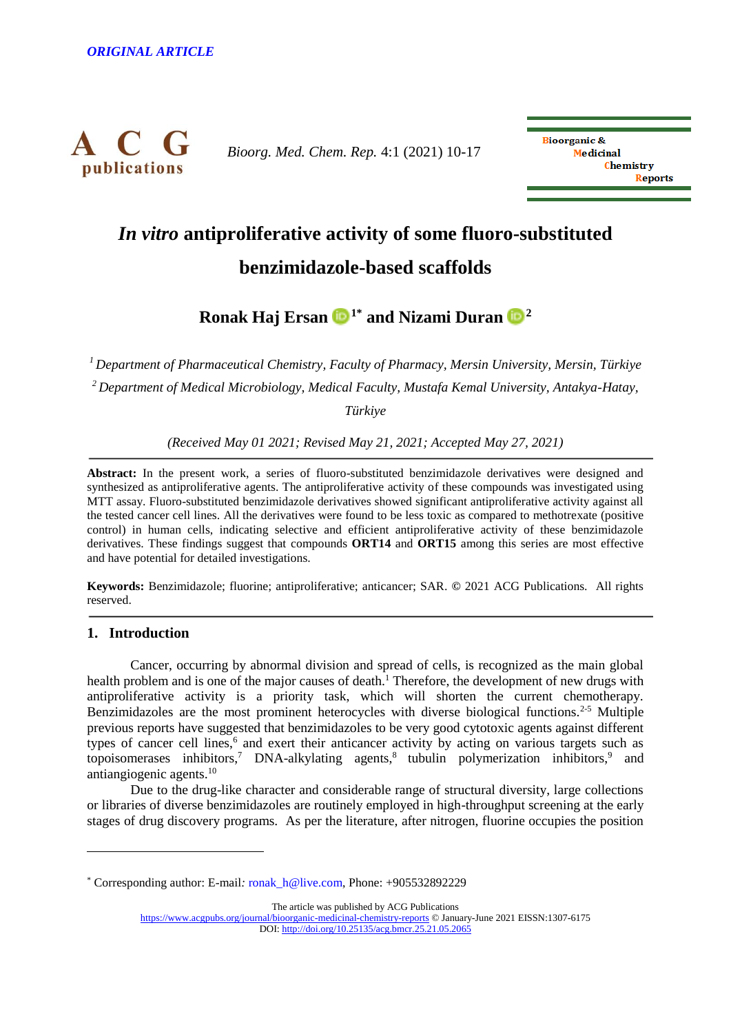ORIGINAL ARTICLE

# *In vitro* antiproliferative activity of some fluoro-substituted benzimidazole-based scaffolds

**Ronak Haj Ersan [1*] and Nizami Duran [2]**

[1] *Department of Pharmaceutical Chemistry, Faculty of Pharmacy, Mersin University, Mersin, Türkiye*

[2] *Department of Medical Microbiology, Medical Faculty, Mustafa Kemal University, Antakya-Hatay, Türkiye*

*(Received May 01 2021; Revised May 21, 2021; Accepted May 27, 2021)*

**Abstract:** In the present work, a series of fluoro-substituted benzimidazole derivatives were designed and synthesized as antiproliferative agents. The antiproliferative activity of these compounds was investigated using MTT assay. Fluoro-substituted benzimidazole derivatives showed significant antiproliferative activity against all the tested cancer cell lines. All the derivatives were found to be less toxic as compared to methotrexate (positive control) in human cells, indicating selective and efficient antiproliferative activity of these benzimidazole derivatives. These findings suggest that compounds **ORT14** and **ORT15** among this series are most effective and have potential for detailed investigations.

**Keywords:** Benzimidazole; fluorine; antiproliferative; anticancer; SAR. © 2021 ACG Publications. All rights reserved.

## 1. Introduction

Cancer, occurring by abnormal division and spread of cells, is recognized as the main global health problem and is one of the major causes of death.[1] Therefore, the development of new drugs with antiproliferative activity is a priority task, which will shorten the current chemotherapy. Benzimidazoles are the most prominent heterocycles with diverse biological functions.[2-5] Multiple previous reports have suggested that benzimidazoles to be very good cytotoxic agents against different types of cancer cell lines,[6] and exert their anticancer activity by acting on various targets such as topoisomerases inhibitors,[7] DNA-alkylating agents,[8] tubulin polymerization inhibitors,[9] and antiangiogenic agents.[10]

Due to the drug-like character and considerable range of structural diversity, large collections or libraries of diverse benzimidazoles are routinely employed in high-throughput screening at the early stages of drug discovery programs. As per the literature, after nitrogen, fluorine occupies the position

---

[*] Corresponding author: E-mail: ronak_h@live.com, Phone: +905532892229

The article was published by ACG Publications
https://www.acgpubs.org/journal/bioorganic-medicinal-chemistry-reports © January-June 2021 EISSN:1307-6175
DOI: http://doi.org/10.25135/acg.bmcr.25.21.05.2065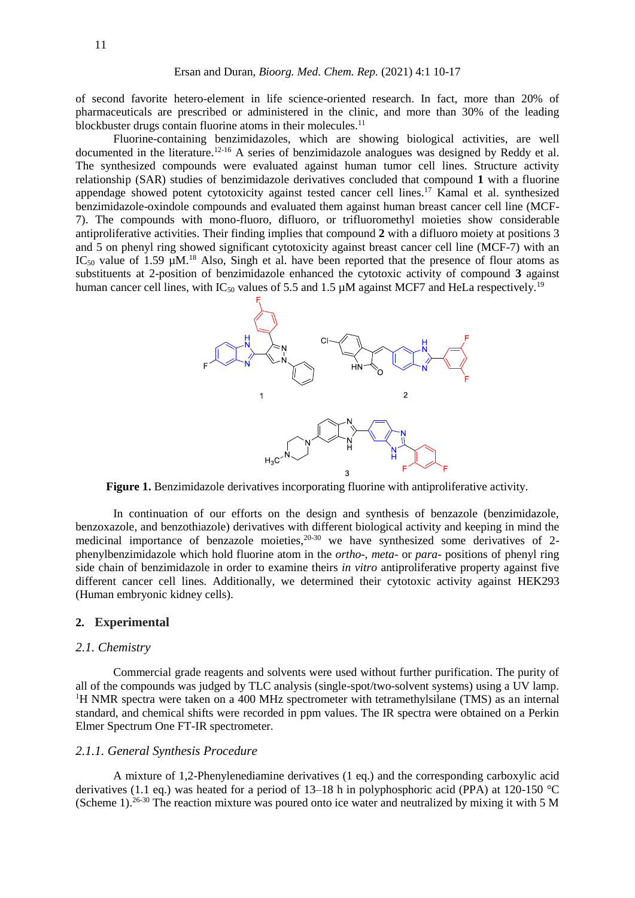of second favorite hetero-element in life science-oriented research. In fact, more than 20% of pharmaceuticals are prescribed or administered in the clinic, and more than 30% of the leading blockbuster drugs contain fluorine atoms in their molecules.[11]

Fluorine-containing benzimidazoles, which are showing biological activities, are well documented in the literature.[12-16] A series of benzimidazole analogues was designed by Reddy et al. The synthesized compounds were evaluated against human tumor cell lines. Structure activity relationship (SAR) studies of benzimidazole derivatives concluded that compound **1** with a fluorine appendage showed potent cytotoxicity against tested cancer cell lines.[17] Kamal et al. synthesized benzimidazole-oxindole compounds and evaluated them against human breast cancer cell line (MCF-7). The compounds with mono-fluoro, difluoro, or trifluoromethyl moieties show considerable antiproliferative activities. Their finding implies that compound **2** with a difluoro moiety at positions 3 and 5 on phenyl ring showed significant cytotoxicity against breast cancer cell line (MCF-7) with an $IC_{50}$ value of 1.59 µM.[18] Also, Singh et al. have been reported that the presence of flour atoms as substituents at 2-position of benzimidazole enhanced the cytotoxic activity of compound **3** against human cancer cell lines, with $IC_{50}$ values of 5.5 and 1.5 µM against MCF7 and HeLa respectively.[19]

**Figure 1.** Benzimidazole derivatives incorporating fluorine with antiproliferative activity.

In continuation of our efforts on the design and synthesis of benzazole (benzimidazole, benzoxazole, and benzothiazole) derivatives with different biological activity and keeping in mind the medicinal importance of benzazole moieties,[20-30] we have synthesized some derivatives of 2-phenylbenzimidazole which hold fluorine atom in the *ortho*-, *meta*- or *para*- positions of phenyl ring side chain of benzimidazole in order to examine theirs *in vitro* antiproliferative property against five different cancer cell lines. Additionally, we determined their cytotoxic activity against HEK293 (Human embryonic kidney cells).

## 2. Experimental

### *2.1. Chemistry*

Commercial grade reagents and solvents were used without further purification. The purity of all of the compounds was judged by TLC analysis (single-spot/two-solvent systems) using a UV lamp. $^{1}H$ NMR spectra were taken on a 400 MHz spectrometer with tetramethylsilane (TMS) as an internal standard, and chemical shifts were recorded in ppm values. The IR spectra were obtained on a Perkin Elmer Spectrum One FT-IR spectrometer.

#### *2.1.1. General Synthesis Procedure*

A mixture of 1,2-Phenylenediamine derivatives (1 eq.) and the corresponding carboxylic acid derivatives (1.1 eq.) was heated for a period of 13–18 h in polyphosphoric acid (PPA) at 120-150 °C (Scheme 1).[26-30] The reaction mixture was poured onto ice water and neutralized by mixing it with 5 M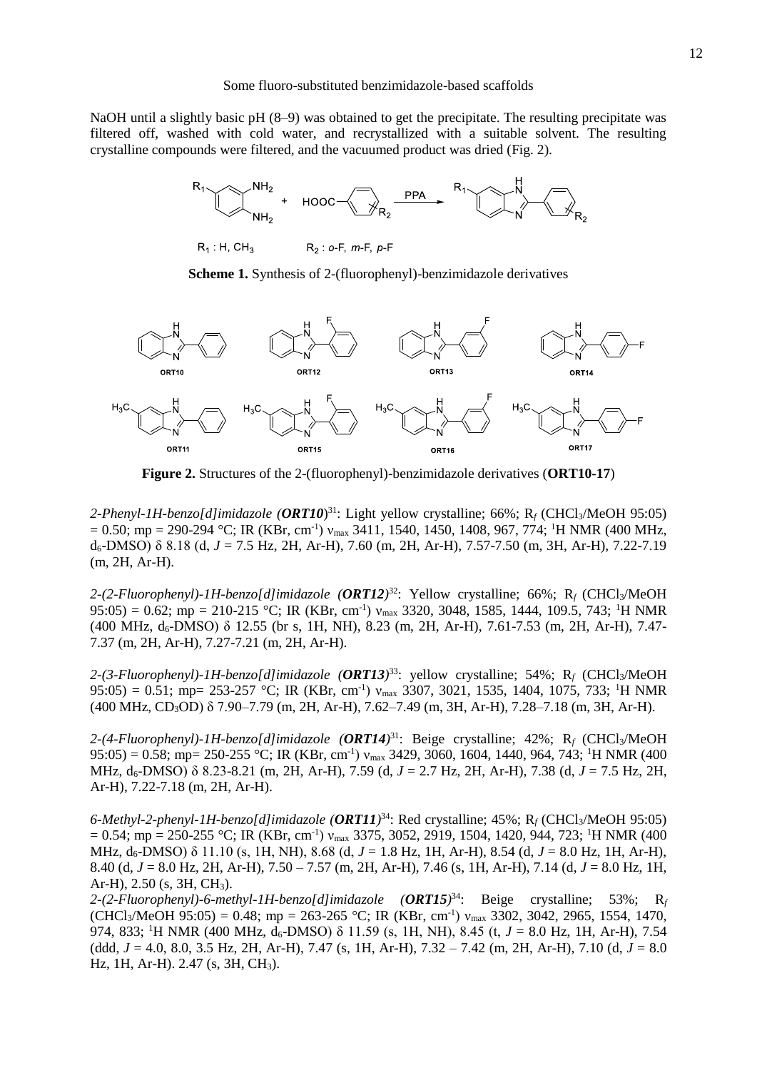NaOH until a slightly basic pH (8–9) was obtained to get the precipitate. The resulting precipitate was filtered off, washed with cold water, and recrystallized with a suitable solvent. The resulting crystalline compounds were filtered, and the vacuumed product was dried (Fig. 2).

$R_1$ : H, $CH_3$ $R_2$ : *o*-F, *m*-F, *p*-F

**Scheme 1.** Synthesis of 2-(fluorophenyl)-benzimidazole derivatives

ORT10 ORT12 ORT13 ORT14

ORT11 ORT15 ORT16 ORT17

**Figure 2.** Structures of the 2-(fluorophenyl)-benzimidazole derivatives (**ORT10-17**)

*2-Phenyl-1H-benzo[d]imidazole (**ORT10**)*[31]: Light yellow crystalline; 66%; $R_f$ ($CHCl_3$/MeOH 95:05) = 0.50; mp = 290-294 °C; IR (KBr, $cm^{-1}$) $\nu_{max}$ 3411, 1540, 1450, 1408, 967, 774; $^1$H NMR (400 MHz, $d_6$-DMSO) δ 8.18 (d, *J* = 7.5 Hz, 2H, Ar-H), 7.60 (m, 2H, Ar-H), 7.57-7.50 (m, 3H, Ar-H), 7.22-7.19 (m, 2H, Ar-H).

*2-(2-Fluorophenyl)-1H-benzo[d]imidazole (**ORT12**)*[32]: Yellow crystalline; 66%; $R_f$ ($CHCl_3$/MeOH 95:05) = 0.62; mp = 210-215 °C; IR (KBr, $cm^{-1}$) $\nu_{max}$ 3320, 3048, 1585, 1444, 109.5, 743; $^1$H NMR (400 MHz, $d_6$-DMSO) δ 12.55 (br s, 1H, NH), 8.23 (m, 2H, Ar-H), 7.61-7.53 (m, 2H, Ar-H), 7.47-7.37 (m, 2H, Ar-H), 7.27-7.21 (m, 2H, Ar-H).

*2-(3-Fluorophenyl)-1H-benzo[d]imidazole (**ORT13**)*[33]: yellow crystalline; 54%; $R_f$ ($CHCl_3$/MeOH 95:05) = 0.51; mp= 253-257 °C; IR (KBr, $cm^{-1}$) $\nu_{max}$ 3307, 3021, 1535, 1404, 1075, 733; $^1$H NMR (400 MHz, $CD_3OD$) δ 7.90–7.79 (m, 2H, Ar-H), 7.62–7.49 (m, 3H, Ar-H), 7.28–7.18 (m, 3H, Ar-H).

*2-(4-Fluorophenyl)-1H-benzo[d]imidazole (**ORT14**)*[31]: Beige crystalline; 42%; $R_f$ ($CHCl_3$/MeOH 95:05) = 0.58; mp= 250-255 °C; IR (KBr, $cm^{-1}$) $\nu_{max}$ 3429, 3060, 1604, 1440, 964, 743; $^1$H NMR (400 MHz, $d_6$-DMSO) δ 8.23-8.21 (m, 2H, Ar-H), 7.59 (d, *J* = 2.7 Hz, 2H, Ar-H), 7.38 (d, *J* = 7.5 Hz, 2H, Ar-H), 7.22-7.18 (m, 2H, Ar-H).

*6-Methyl-2-phenyl-1H-benzo[d]imidazole (**ORT11**)*[34]: Red crystalline; 45%; $R_f$ ($CHCl_3$/MeOH 95:05) = 0.54; mp = 250-255 °C; IR (KBr, $cm^{-1}$) $\nu_{max}$ 3375, 3052, 2919, 1504, 1420, 944, 723; $^1$H NMR (400 MHz, $d_6$-DMSO) δ 11.10 (s, 1H, NH), 8.68 (d, *J* = 1.8 Hz, 1H, Ar-H), 8.54 (d, *J* = 8.0 Hz, 1H, Ar-H), 8.40 (d, *J* = 8.0 Hz, 2H, Ar-H), 7.50 – 7.57 (m, 2H, Ar-H), 7.46 (s, 1H, Ar-H), 7.14 (d, *J* = 8.0 Hz, 1H, Ar-H), 2.50 (s, 3H, $CH_3$).

*2-(2-Fluorophenyl)-6-methyl-1H-benzo[d]imidazole (**ORT15**)*[34]: Beige crystalline; 53%; $R_f$ ($CHCl_3$/MeOH 95:05) = 0.48; mp = 263-265 °C; IR (KBr, $cm^{-1}$) $\nu_{max}$ 3302, 3042, 2965, 1554, 1470, 974, 833; $^1$H NMR (400 MHz, $d_6$-DMSO) δ 11.59 (s, 1H, NH), 8.45 (t, *J* = 8.0 Hz, 1H, Ar-H), 7.54 (ddd, *J* = 4.0, 8.0, 3.5 Hz, 2H, Ar-H), 7.47 (s, 1H, Ar-H), 7.32 – 7.42 (m, 2H, Ar-H), 7.10 (d, *J* = 8.0 Hz, 1H, Ar-H). 2.47 (s, 3H, $CH_3$).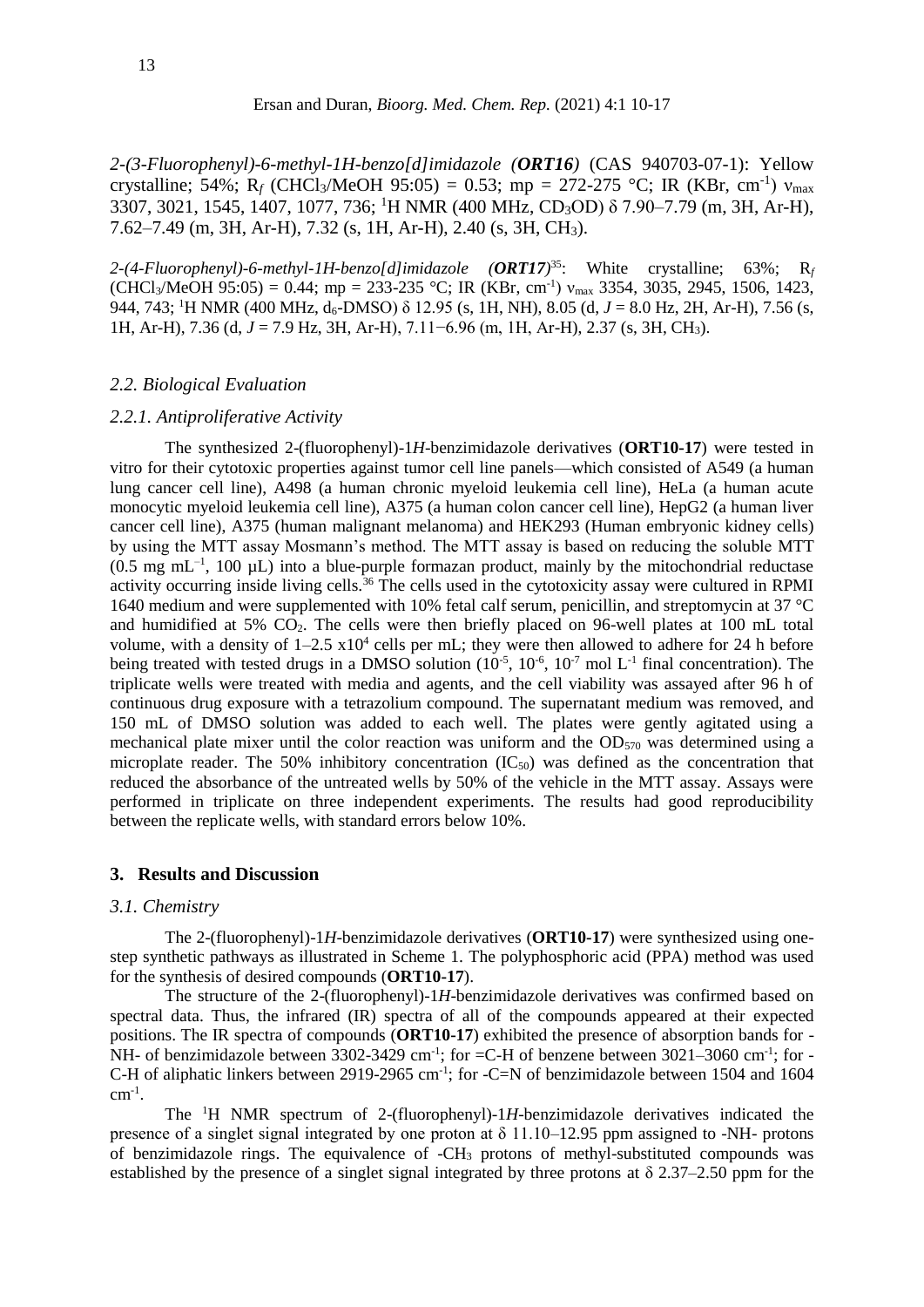*2-(3-Fluorophenyl)-6-methyl-1H-benzo[d]imidazole (**ORT16**)* (CAS 940703-07-1): Yellow crystalline; 54%; $R_f$ ($CHCl_3$/MeOH 95:05) = 0.53; mp = 272-275 °C; IR (KBr, $cm^{-1}$) $\nu_{max}$ 3307, 3021, 1545, 1407, 1077, 736; $^1H$ NMR (400 MHz, $CD_3OD$) δ 7.90–7.79 (m, 3H, Ar-H), 7.62–7.49 (m, 3H, Ar-H), 7.32 (s, 1H, Ar-H), 2.40 (s, 3H, $CH_3$).

*2-(4-Fluorophenyl)-6-methyl-1H-benzo[d]imidazole (**ORT17**)*[35]: White crystalline; 63%; $R_f$ ($CHCl_3$/MeOH 95:05) = 0.44; mp = 233-235 °C; IR (KBr, $cm^{-1}$) $\nu_{max}$ 3354, 3035, 2945, 1506, 1423, 944, 743; $^1H$ NMR (400 MHz, $d_6$-DMSO) δ 12.95 (s, 1H, NH), 8.05 (d, $J$ = 8.0 Hz, 2H, Ar-H), 7.56 (s, 1H, Ar-H), 7.36 (d, $J$ = 7.9 Hz, 3H, Ar-H), 7.11−6.96 (m, 1H, Ar-H), 2.37 (s, 3H, $CH_3$).

### *2.2. Biological Evaluation*

#### *2.2.1. Antiproliferative Activity*

The synthesized 2-(fluorophenyl)-1*H*-benzimidazole derivatives (**ORT10-17**) were tested in vitro for their cytotoxic properties against tumor cell line panels—which consisted of A549 (a human lung cancer cell line), A498 (a human chronic myeloid leukemia cell line), HeLa (a human acute monocytic myeloid leukemia cell line), A375 (a human colon cancer cell line), HepG2 (a human liver cancer cell line), A375 (human malignant melanoma) and HEK293 (Human embryonic kidney cells) by using the MTT assay Mosmann's method. The MTT assay is based on reducing the soluble MTT (0.5 mg $mL^{-1}$, 100 µL) into a blue-purple formazan product, mainly by the mitochondrial reductase activity occurring inside living cells.[36] The cells used in the cytotoxicity assay were cultured in RPMI 1640 medium and were supplemented with 10% fetal calf serum, penicillin, and streptomycin at 37 °C and humidified at 5% $CO_2$. The cells were then briefly placed on 96-well plates at 100 mL total volume, with a density of 1–2.5 $\times 10^4$ cells per mL; they were then allowed to adhere for 24 h before being treated with tested drugs in a DMSO solution ($10^{-5}$, $10^{-6}$, $10^{-7}$ mol $L^{-1}$ final concentration). The triplicate wells were treated with media and agents, and the cell viability was assayed after 96 h of continuous drug exposure with a tetrazolium compound. The supernatant medium was removed, and 150 mL of DMSO solution was added to each well. The plates were gently agitated using a mechanical plate mixer until the color reaction was uniform and the $OD_{570}$ was determined using a microplate reader. The 50% inhibitory concentration ($IC_{50}$) was defined as the concentration that reduced the absorbance of the untreated wells by 50% of the vehicle in the MTT assay. Assays were performed in triplicate on three independent experiments. The results had good reproducibility between the replicate wells, with standard errors below 10%.

## 3. Results and Discussion

### *3.1. Chemistry*

The 2-(fluorophenyl)-1*H*-benzimidazole derivatives (**ORT10-17**) were synthesized using one-step synthetic pathways as illustrated in Scheme 1. The polyphosphoric acid (PPA) method was used for the synthesis of desired compounds (**ORT10-17**).

The structure of the 2-(fluorophenyl)-1*H*-benzimidazole derivatives was confirmed based on spectral data. Thus, the infrared (IR) spectra of all of the compounds appeared at their expected positions. The IR spectra of compounds (**ORT10-17**) exhibited the presence of absorption bands for -NH- of benzimidazole between 3302-3429 $cm^{-1}$; for =C-H of benzene between 3021–3060 $cm^{-1}$; for -C-H of aliphatic linkers between 2919-2965 $cm^{-1}$; for -C=N of benzimidazole between 1504 and 1604 $cm^{-1}$.

The $^1H$ NMR spectrum of 2-(fluorophenyl)-1*H*-benzimidazole derivatives indicated the presence of a singlet signal integrated by one proton at δ 11.10–12.95 ppm assigned to -NH- protons of benzimidazole rings. The equivalence of -$CH_3$ protons of methyl-substituted compounds was established by the presence of a singlet signal integrated by three protons at δ 2.37–2.50 ppm for the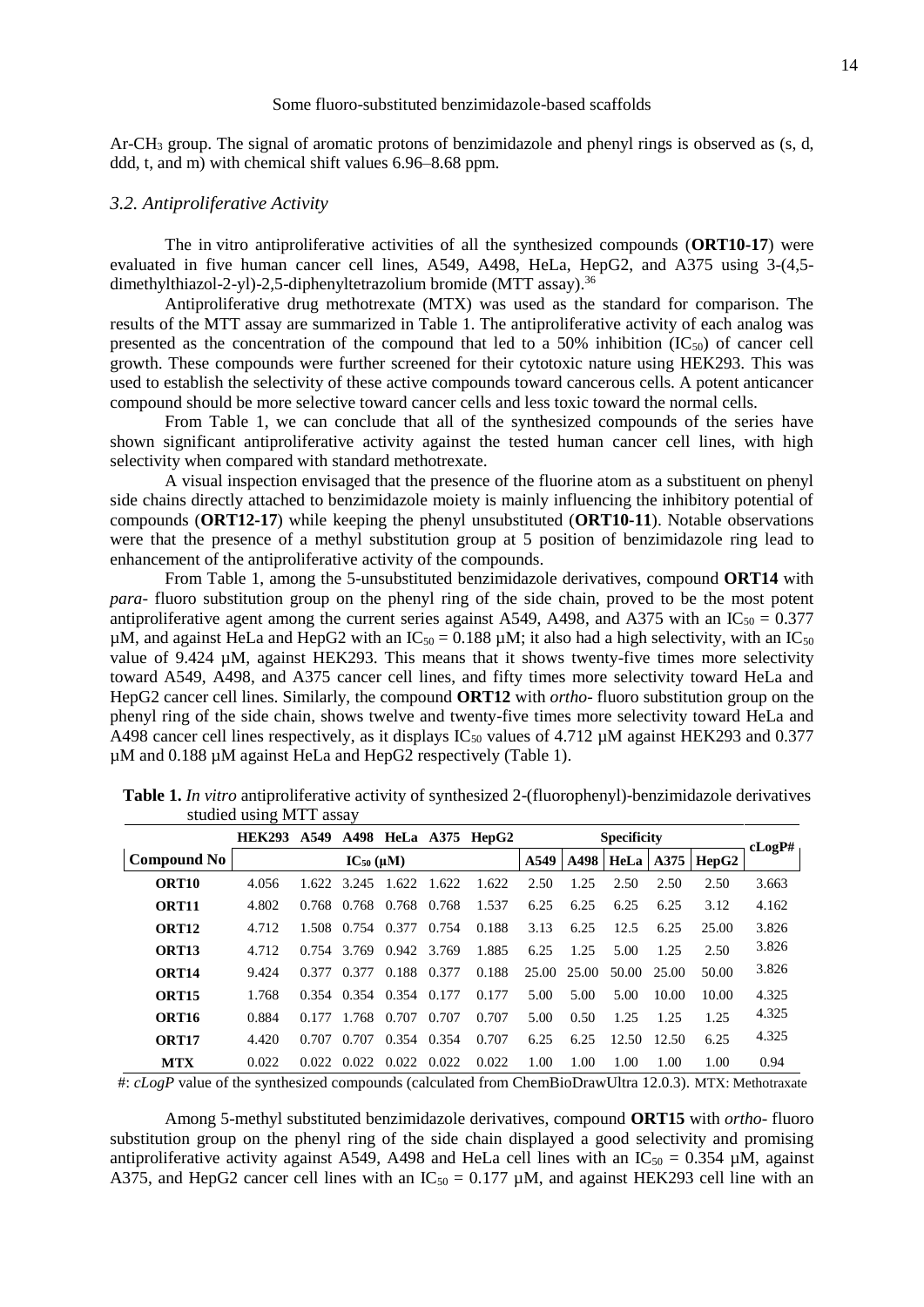Ar-$CH_3$ group. The signal of aromatic protons of benzimidazole and phenyl rings is observed as (s, d, ddd, t, and m) with chemical shift values 6.96–8.68 ppm.

### *3.2. Antiproliferative Activity*

The in vitro antiproliferative activities of all the synthesized compounds (**ORT10-17**) were evaluated in five human cancer cell lines, A549, A498, HeLa, HepG2, and A375 using 3-(4,5-dimethylthiazol-2-yl)-2,5-diphenyltetrazolium bromide (MTT assay).[36]

Antiproliferative drug methotrexate (MTX) was used as the standard for comparison. The results of the MTT assay are summarized in Table 1. The antiproliferative activity of each analog was presented as the concentration of the compound that led to a 50% inhibition ($IC_{50}$) of cancer cell growth. These compounds were further screened for their cytotoxic nature using HEK293. This was used to establish the selectivity of these active compounds toward cancerous cells. A potent anticancer compound should be more selective toward cancer cells and less toxic toward the normal cells.

From Table 1, we can conclude that all of the synthesized compounds of the series have shown significant antiproliferative activity against the tested human cancer cell lines, with high selectivity when compared with standard methotrexate.

A visual inspection envisaged that the presence of the fluorine atom as a substituent on phenyl side chains directly attached to benzimidazole moiety is mainly influencing the inhibitory potential of compounds (**ORT12-17**) while keeping the phenyl unsubstituted (**ORT10-11**). Notable observations were that the presence of a methyl substitution group at 5 position of benzimidazole ring lead to enhancement of the antiproliferative activity of the compounds.

From Table 1, among the 5-unsubstituted benzimidazole derivatives, compound **ORT14** with *para*- fluoro substitution group on the phenyl ring of the side chain, proved to be the most potent antiproliferative agent among the current series against A549, A498, and A375 with an $IC_{50}$ = 0.377 µM, and against HeLa and HepG2 with an $IC_{50}$ = 0.188 µM; it also had a high selectivity, with an $IC_{50}$ value of 9.424 µM, against HEK293. This means that it shows twenty-five times more selectivity toward A549, A498, and A375 cancer cell lines, and fifty times more selectivity toward HeLa and HepG2 cancer cell lines. Similarly, the compound **ORT12** with *ortho*- fluoro substitution group on the phenyl ring of the side chain, shows twelve and twenty-five times more selectivity toward HeLa and A498 cancer cell lines respectively, as it displays $IC_{50}$ values of 4.712 µM against HEK293 and 0.377 µM and 0.188 µM against HeLa and HepG2 respectively (Table 1).

**Table 1.** *In vitro* antiproliferative activity of synthesized 2-(fluorophenyl)-benzimidazole derivatives studied using MTT assay

| | HEK293 | A549 | A498 | HeLa | A375 | HepG2 | Specificity | | | | | cLogP# |
|---|---|---|---|---|---|---|---|---|---|---|---|---|
| **Compound No** | $IC_{50}$ (µM) | | | | | | A549 | A498 | HeLa | A375 | HepG2 | |
| **ORT10** | 4.056 | 1.622 | 3.245 | 1.622 | 1.622 | 1.622 | 2.50 | 1.25 | 2.50 | 2.50 | 2.50 | 3.663 |
| **ORT11** | 4.802 | 0.768 | 0.768 | 0.768 | 0.768 | 1.537 | 6.25 | 6.25 | 6.25 | 6.25 | 3.12 | 4.162 |
| **ORT12** | 4.712 | 1.508 | 0.754 | 0.377 | 0.754 | 0.188 | 3.13 | 6.25 | 12.5 | 6.25 | 25.00 | 3.826 |
| **ORT13** | 4.712 | 0.754 | 3.769 | 0.942 | 3.769 | 1.885 | 6.25 | 1.25 | 5.00 | 1.25 | 2.50 | 3.826 |
| **ORT14** | 9.424 | 0.377 | 0.377 | 0.188 | 0.377 | 0.188 | 25.00 | 25.00 | 50.00 | 25.00 | 50.00 | 3.826 |
| **ORT15** | 1.768 | 0.354 | 0.354 | 0.354 | 0.177 | 0.177 | 5.00 | 5.00 | 5.00 | 10.00 | 10.00 | 4.325 |
| **ORT16** | 0.884 | 0.177 | 1.768 | 0.707 | 0.707 | 0.707 | 5.00 | 0.50 | 1.25 | 1.25 | 1.25 | 4.325 |
| **ORT17** | 4.420 | 0.707 | 0.707 | 0.354 | 0.354 | 0.707 | 6.25 | 6.25 | 12.50 | 12.50 | 6.25 | 4.325 |
| **MTX** | 0.022 | 0.022 | 0.022 | 0.022 | 0.022 | 0.022 | 1.00 | 1.00 | 1.00 | 1.00 | 1.00 | 0.94 |

#: *cLogP* value of the synthesized compounds (calculated from ChemBioDrawUltra 12.0.3). MTX: Methotraxate

Among 5-methyl substituted benzimidazole derivatives, compound **ORT15** with *ortho*- fluoro substitution group on the phenyl ring of the side chain displayed a good selectivity and promising antiproliferative activity against A549, A498 and HeLa cell lines with an $IC_{50}$ = 0.354 µM, against A375, and HepG2 cancer cell lines with an $IC_{50}$ = 0.177 µM, and against HEK293 cell line with an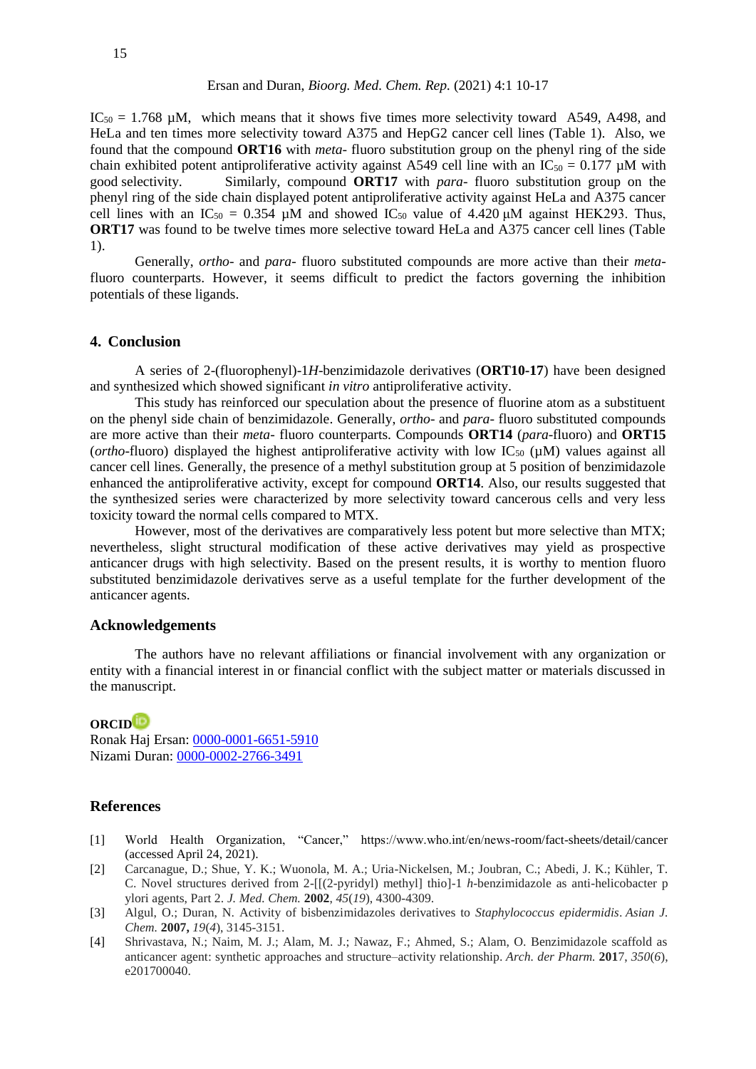$IC_{50}$ = 1.768 µM, which means that it shows five times more selectivity toward A549, A498, and HeLa and ten times more selectivity toward A375 and HepG2 cancer cell lines (Table 1). Also, we found that the compound **ORT16** with *meta*- fluoro substitution group on the phenyl ring of the side chain exhibited potent antiproliferative activity against A549 cell line with an $IC_{50}$ = 0.177 µM with good selectivity. Similarly, compound **ORT17** with *para*- fluoro substitution group on the phenyl ring of the side chain displayed potent antiproliferative activity against HeLa and A375 cancer cell lines with an $IC_{50}$ = 0.354 µM and showed $IC_{50}$ value of 4.420 µM against HEK293. Thus, **ORT17** was found to be twelve times more selective toward HeLa and A375 cancer cell lines (Table 1).

Generally, *ortho*- and *para*- fluoro substituted compounds are more active than their *meta*- fluoro counterparts. However, it seems difficult to predict the factors governing the inhibition potentials of these ligands.

## 4. Conclusion

A series of 2-(fluorophenyl)-1*H*-benzimidazole derivatives (**ORT10-17**) have been designed and synthesized which showed significant *in vitro* antiproliferative activity.

This study has reinforced our speculation about the presence of fluorine atom as a substituent on the phenyl side chain of benzimidazole. Generally, *ortho*- and *para*- fluoro substituted compounds are more active than their *meta*- fluoro counterparts. Compounds **ORT14** (*para*-fluoro) and **ORT15** (*ortho*-fluoro) displayed the highest antiproliferative activity with low $IC_{50}$ (µM) values against all cancer cell lines. Generally, the presence of a methyl substitution group at 5 position of benzimidazole enhanced the antiproliferative activity, except for compound **ORT14**. Also, our results suggested that the synthesized series were characterized by more selectivity toward cancerous cells and very less toxicity toward the normal cells compared to MTX.

However, most of the derivatives are comparatively less potent but more selective than MTX; nevertheless, slight structural modification of these active derivatives may yield as prospective anticancer drugs with high selectivity. Based on the present results, it is worthy to mention fluoro substituted benzimidazole derivatives serve as a useful template for the further development of the anticancer agents.

### Acknowledgements

The authors have no relevant affiliations or financial involvement with any organization or entity with a financial interest in or financial conflict with the subject matter or materials discussed in the manuscript.

**ORCID**

Ronak Haj Ersan: 0000-0001-6651-5910
Nizami Duran: 0000-0002-2766-3491

### References

[1] World Health Organization, "Cancer," https://www.who.int/en/news-room/fact-sheets/detail/cancer (accessed April 24, 2021).

[2] Carcanague, D.; Shue, Y. K.; Wuonola, M. A.; Uria-Nickelsen, M.; Joubran, C.; Abedi, J. K.; Kühler, T. C. Novel structures derived from 2-[[(2-pyridyl) methyl] thio]-1 *h*-benzimidazole as anti-helicobacter pylori agents, Part 2. *J. Med. Chem.* **2002**, *45*(*19*), 4300-4309.

[3] Algul, O.; Duran, N. Activity of bisbenzimidazoles derivatives to *Staphylococcus epidermidis*. *Asian J. Chem.* **2007,** *19*(*4*), 3145-3151.

[4] Shrivastava, N.; Naim, M. J.; Alam, M. J.; Nawaz, F.; Ahmed, S.; Alam, O. Benzimidazole scaffold as anticancer agent: synthetic approaches and structure–activity relationship. *Arch. der Pharm.* **2017**, *350*(*6*), e201700040.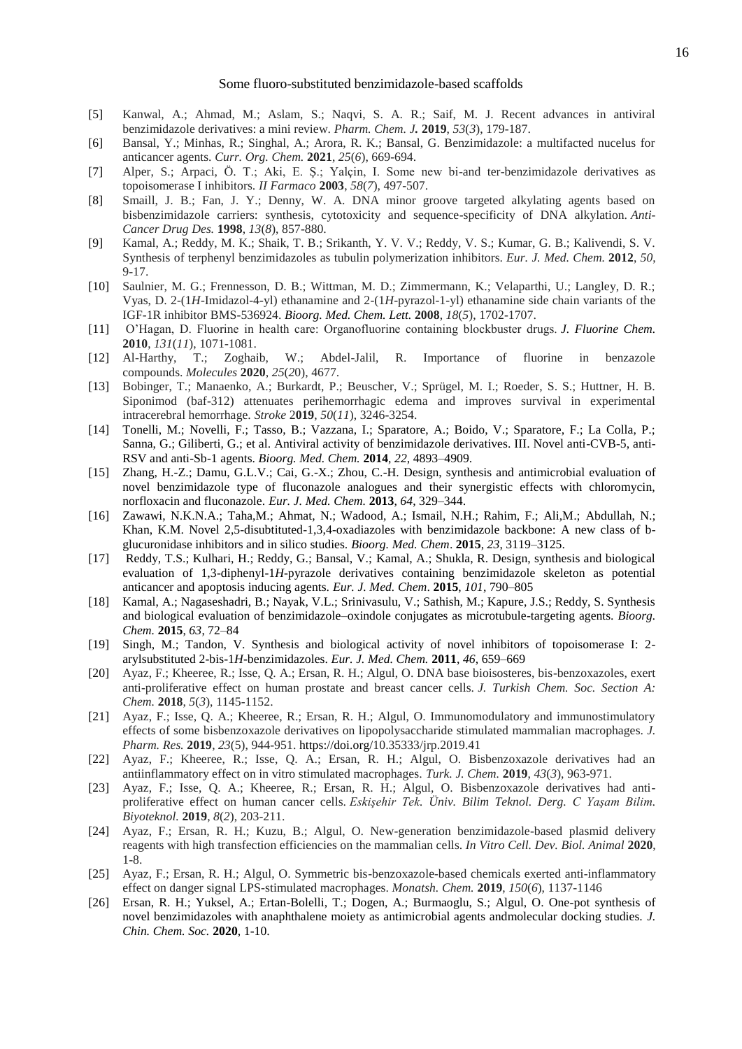[5] Kanwal, A.; Ahmad, M.; Aslam, S.; Naqvi, S. A. R.; Saif, M. J. Recent advances in antiviral benzimidazole derivatives: a mini review. *Pharm. Chem. J.* **2019**, *53*(*3*), 179-187.

[6] Bansal, Y.; Minhas, R.; Singhal, A.; Arora, R. K.; Bansal, G. Benzimidazole: a multifacted nucelus for anticancer agents. *Curr. Org. Chem.* **2021**, *25*(*6*), 669-694.

[7] Alper, S.; Arpaci, Ö. T.; Aki, E. Ş.; Yalçin, I. Some new bi-and ter-benzimidazole derivatives as topoisomerase I inhibitors. *II Farmaco* **2003**, *58*(*7*), 497-507.

[8] Smaill, J. B.; Fan, J. Y.; Denny, W. A. DNA minor groove targeted alkylating agents based on bisbenzimidazole carriers: synthesis, cytotoxicity and sequence-specificity of DNA alkylation. *Anti-Cancer Drug Des.* **1998**, *13*(*8*), 857-880.

[9] Kamal, A.; Reddy, M. K.; Shaik, T. B.; Srikanth, Y. V. V.; Reddy, V. S.; Kumar, G. B.; Kalivendi, S. V. Synthesis of terphenyl benzimidazoles as tubulin polymerization inhibitors. *Eur. J. Med. Chem.* **2012**, *50*, 9-17.

[10] Saulnier, M. G.; Frennesson, D. B.; Wittman, M. D.; Zimmermann, K.; Velaparthi, U.; Langley, D. R.; Vyas, D. 2-(1*H*-Imidazol-4-yl) ethanamine and 2-(1*H*-pyrazol-1-yl) ethanamine side chain variants of the IGF-1R inhibitor BMS-536924. *Bioorg. Med. Chem. Lett.* **2008**, *18*(*5*), 1702-1707.

[11] O'Hagan, D. Fluorine in health care: Organofluorine containing blockbuster drugs. *J. Fluorine Chem.* **2010**, *131*(*11*), 1071-1081.

[12] Al-Harthy, T.; Zoghaib, W.; Abdel-Jalil, R. Importance of fluorine in benzazole compounds. *Molecules* **2020**, *25*(20), 4677.

[13] Bobinger, T.; Manaenko, A.; Burkardt, P.; Beuscher, V.; Sprügel, M. I.; Roeder, S. S.; Huttner, H. B. Siponimod (baf-312) attenuates perihemorrhagic edema and improves survival in experimental intracerebral hemorrhage. *Stroke* 2**019**, *50*(*11*), 3246-3254.

[14] Tonelli, M.; Novelli, F.; Tasso, B.; Vazzana, I.; Sparatore, A.; Boido, V.; Sparatore, F.; La Colla, P.; Sanna, G.; Giliberti, G.; et al. Antiviral activity of benzimidazole derivatives. III. Novel anti-CVB-5, anti-RSV and anti-Sb-1 agents. *Bioorg. Med. Chem.* **2014**, *22*, 4893–4909.

[15] Zhang, H.-Z.; Damu, G.L.V.; Cai, G.-X.; Zhou, C.-H. Design, synthesis and antimicrobial evaluation of novel benzimidazole type of fluconazole analogues and their synergistic effects with chloromycin, norfloxacin and fluconazole. *Eur. J. Med. Chem.* **2013**, *64*, 329–344.

[16] Zawawi, N.K.N.A.; Taha,M.; Ahmat, N.; Wadood, A.; Ismail, N.H.; Rahim, F.; Ali,M.; Abdullah, N.; Khan, K.M. Novel 2,5-disubtituted-1,3,4-oxadiazoles with benzimidazole backbone: A new class of b-glucuronidase inhibitors and in silico studies. *Bioorg. Med. Chem*. **2015**, *23*, 3119–3125.

[17] Reddy, T.S.; Kulhari, H.; Reddy, G.; Bansal, V.; Kamal, A.; Shukla, R. Design, synthesis and biological evaluation of 1,3-diphenyl-1*H*-pyrazole derivatives containing benzimidazole skeleton as potential anticancer and apoptosis inducing agents. *Eur. J. Med. Chem*. **2015**, *101*, 790–805

[18] Kamal, A.; Nagaseshadri, B.; Nayak, V.L.; Srinivasulu, V.; Sathish, M.; Kapure, J.S.; Reddy, S. Synthesis and biological evaluation of benzimidazole–oxindole conjugates as microtubule-targeting agents. *Bioorg. Chem.* **2015**, *63*, 72–84

[19] Singh, M.; Tandon, V. Synthesis and biological activity of novel inhibitors of topoisomerase I: 2-arylsubstituted 2-bis-1*H*-benzimidazoles. *Eur. J. Med. Chem.* **2011**, *46*, 659–669

[20] Ayaz, F.; Kheeree, R.; Isse, Q. A.; Ersan, R. H.; Algul, O. DNA base bioisosteres, bis-benzoxazoles, exert anti-proliferative effect on human prostate and breast cancer cells. *J. Turkish Chem. Soc. Section A: Chem*. **2018**, *5*(*3*), 1145-1152.

[21] Ayaz, F.; Isse, Q. A.; Kheeree, R.; Ersan, R. H.; Algul, O. Immunomodulatory and immunostimulatory effects of some bisbenzoxazole derivatives on lipopolysaccharide stimulated mammalian macrophages. *J. Pharm. Res.* **2019**, *23*(5), 944-951. https://doi.org/10.35333/jrp.2019.41

[22] Ayaz, F.; Kheeree, R.; Isse, Q. A.; Ersan, R. H.; Algul, O. Bisbenzoxazole derivatives had an antiinflammatory effect on in vitro stimulated macrophages. *Turk. J. Chem.* **2019**, *43*(*3*), 963-971.

[23] Ayaz, F.; Isse, Q. A.; Kheeree, R.; Ersan, R. H.; Algul, O. Bisbenzoxazole derivatives had anti-proliferative effect on human cancer cells. *Eskişehir Tek. Üniv. Bilim Teknol. Derg. C Yaşam Bilim. Biyoteknol.* **2019**, *8*(*2*), 203-211.

[24] Ayaz, F.; Ersan, R. H.; Kuzu, B.; Algul, O. New-generation benzimidazole-based plasmid delivery reagents with high transfection efficiencies on the mammalian cells. *In Vitro Cell. Dev. Biol. Animal* **2020**, 1-8.

[25] Ayaz, F.; Ersan, R. H.; Algul, O. Symmetric bis-benzoxazole-based chemicals exerted anti-inflammatory effect on danger signal LPS-stimulated macrophages. *Monatsh. Chem.* **2019**, *150*(*6*), 1137-1146

[26] Ersan, R. H.; Yuksel, A.; Ertan-Bolelli, T.; Dogen, A.; Burmaoglu, S.; Algul, O. One-pot synthesis of novel benzimidazoles with anaphthalene moiety as antimicrobial agents andmolecular docking studies. *J. Chin. Chem. Soc.* **2020**, 1-10.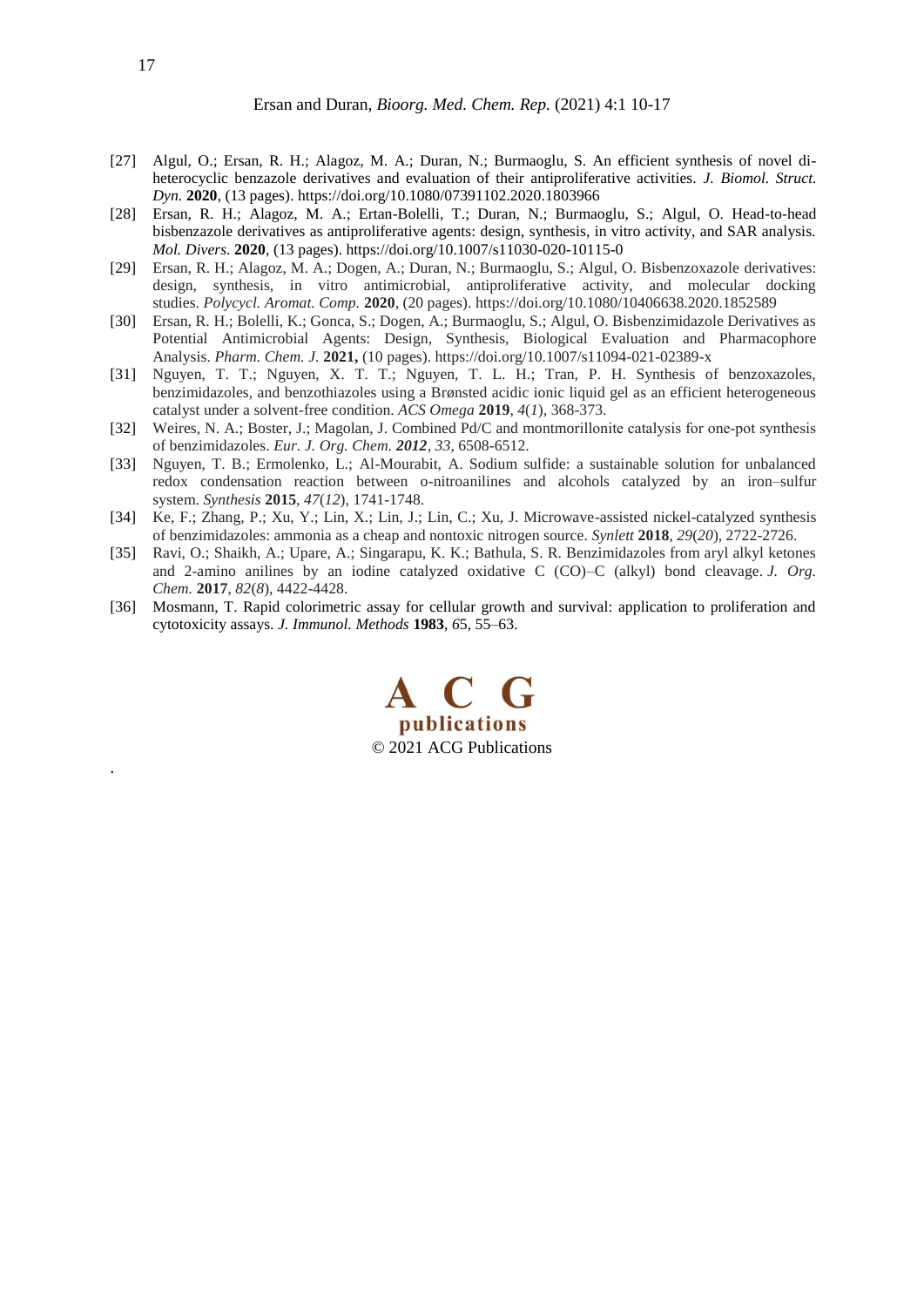[27] Algul, O.; Ersan, R. H.; Alagoz, M. A.; Duran, N.; Burmaoglu, S. An efficient synthesis of novel di-heterocyclic benzazole derivatives and evaluation of their antiproliferative activities. *J. Biomol. Struct. Dyn.* **2020**, (13 pages). https://doi.org/10.1080/07391102.2020.1803966

[28] Ersan, R. H.; Alagoz, M. A.; Ertan-Bolelli, T.; Duran, N.; Burmaoglu, S.; Algul, O. Head-to-head bisbenzazole derivatives as antiproliferative agents: design, synthesis, in vitro activity, and SAR analysis. *Mol. Divers*. **2020**, (13 pages). https://doi.org/10.1007/s11030-020-10115-0

[29] Ersan, R. H.; Alagoz, M. A.; Dogen, A.; Duran, N.; Burmaoglu, S.; Algul, O. Bisbenzoxazole derivatives: design, synthesis, in vitro antimicrobial, antiproliferative activity, and molecular docking studies. *Polycycl. Aromat. Comp.* **2020**, (20 pages). https://doi.org/10.1080/10406638.2020.1852589

[30] Ersan, R. H.; Bolelli, K.; Gonca, S.; Dogen, A.; Burmaoglu, S.; Algul, O. Bisbenzimidazole Derivatives as Potential Antimicrobial Agents: Design, Synthesis, Biological Evaluation and Pharmacophore Analysis. *Pharm. Chem. J.* **2021,** (10 pages). https://doi.org/10.1007/s11094-021-02389-x

[31] Nguyen, T. T.; Nguyen, X. T. T.; Nguyen, T. L. H.; Tran, P. H. Synthesis of benzoxazoles, benzimidazoles, and benzothiazoles using a Brønsted acidic ionic liquid gel as an efficient heterogeneous catalyst under a solvent-free condition. *ACS Omega* **2019**, *4*(*1*), 368-373.

[32] Weires, N. A.; Boster, J.; Magolan, J. Combined Pd/C and montmorillonite catalysis for one-pot synthesis of benzimidazoles. *Eur. J. Org. Chem. **2012**, 33*, 6508-6512.

[33] Nguyen, T. B.; Ermolenko, L.; Al-Mourabit, A. Sodium sulfide: a sustainable solution for unbalanced redox condensation reaction between o-nitroanilines and alcohols catalyzed by an iron–sulfur system. *Synthesis* **2015**, *47*(*12*), 1741-1748.

[34] Ke, F.; Zhang, P.; Xu, Y.; Lin, X.; Lin, J.; Lin, C.; Xu, J. Microwave-assisted nickel-catalyzed synthesis of benzimidazoles: ammonia as a cheap and nontoxic nitrogen source. *Synlett* **2018**, *29*(*20*), 2722-2726.

[35] Ravi, O.; Shaikh, A.; Upare, A.; Singarapu, K. K.; Bathula, S. R. Benzimidazoles from aryl alkyl ketones and 2-amino anilines by an iodine catalyzed oxidative C (CO)–C (alkyl) bond cleavage. *J. Org. Chem.* **2017**, *82*(*8*), 4422-4428.

[36] Mosmann, T. Rapid colorimetric assay for cellular growth and survival: application to proliferation and cytotoxicity assays. *J. Immunol. Methods* **1983**, *6*5, 55–63.

A C G
publications
© 2021 ACG Publications